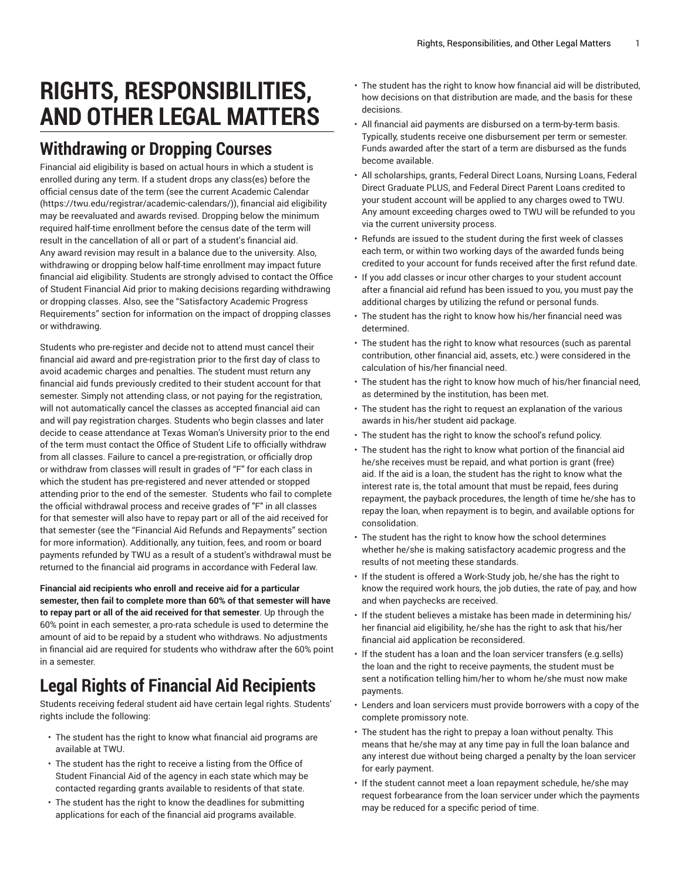# RIGHTS, RESPONSIBILITIES, AND OTHER LEGAL MATTERS

## Withdrawing or Dropping Courses

Financial aid eligibility is based on actual hours in which a student is enrolled during any term. If a student drops any class(es) before the official census date of the term (see the current Academic Calendar (https://twu.edu/registrar/academic-calendars/)), financial aid eligibility may be reevaluated and awards revised. Dropping below the minimum required half-time enrollment before the census date of the term will result in the cancellation of all or part of a student's financial aid. Any award revision may result in a balance due to the university. Also, withdrawing or dropping below half-time enrollment may impact future financial aid eligibility. Students are strongly advised to contact the Office of Student Financial Aid prior to making decisions regarding withdrawing or dropping classes. Also, see the "Satisfactory Academic Progress Requirements" section for information on the impact of dropping classes or withdrawing.

Students who pre-register and decide not to attend must cancel their financial aid award and pre-registration prior to the first day of class to avoid academic charges and penalties. The student must return any financial aid funds previously credited to their student account for that semester. Simply not attending class, or not paying for the registration, will not automatically cancel the classes as accepted financial aid can and will pay registration charges. Students who begin classes and later decide to cease attendance at Texas Woman's University prior to the end of the term must contact the Office of Student Life to officially withdraw from all classes. Failure to cancel a pre-registration, or officially drop or withdraw from classes will result in grades of "F" for each class in which the student has pre-registered and never attended or stopped attending prior to the end of the semester. Students who fail to complete the official withdrawal process and receive grades of "F" in all classes for that semester will also have to repay part or all of the aid received for that semester (see the "Financial Aid Refunds and Repayments" section for more information). Additionally, any tuition, fees, and room or board payments refunded by TWU as a result of a student's withdrawal must be returned to the financial aid programs in accordance with Federal law.

**Financial aid recipients who enroll and receive aid for a particular semester, then fail to complete more than 60% of that semester will have to repay part or all of the aid received for that semester**. Up through the 60% point in each semester, a pro-rata schedule is used to determine the amount of aid to be repaid by a student who withdraws. No adjustments in financial aid are required for students who withdraw after the 60% point in a semester.

## Legal Rights of Financial Aid Recipients

Students receiving federal student aid have certain legal rights. Students' rights include the following:

- The student has the right to know what financial aid programs are available at TWU.
- The student has the right to receive a listing from the Office of Student Financial Aid of the agency in each state which may be contacted regarding grants available to residents of that state.
- The student has the right to know the deadlines for submitting applications for each of the financial aid programs available.
- The student has the right to know how financial aid will be distributed, how decisions on that distribution are made, and the basis for these decisions.
- All financial aid payments are disbursed on a term-by-term basis. Typically, students receive one disbursement per term or semester. Funds awarded after the start of a term are disbursed as the funds become available.
- All scholarships, grants, Federal Direct Loans, Nursing Loans, Federal Direct Graduate PLUS, and Federal Direct Parent Loans credited to your student account will be applied to any charges owed to TWU. Any amount exceeding charges owed to TWU will be refunded to you via the current university process.
- Refunds are issued to the student during the first week of classes each term, or within two working days of the awarded funds being credited to your account for funds received after the first refund date.
- If you add classes or incur other charges to your student account after a financial aid refund has been issued to you, you must pay the additional charges by utilizing the refund or personal funds.
- The student has the right to know how his/her financial need was determined.
- The student has the right to know what resources (such as parental contribution, other financial aid, assets, etc.) were considered in the calculation of his/her financial need.
- The student has the right to know how much of his/her financial need, as determined by the institution, has been met.
- The student has the right to request an explanation of the various awards in his/her student aid package.
- The student has the right to know the school's refund policy.
- The student has the right to know what portion of the financial aid he/she receives must be repaid, and what portion is grant (free) aid. If the aid is a loan, the student has the right to know what the interest rate is, the total amount that must be repaid, fees during repayment, the payback procedures, the length of time he/she has to repay the loan, when repayment is to begin, and available options for consolidation.
- The student has the right to know how the school determines whether he/she is making satisfactory academic progress and the results of not meeting these standards.
- If the student is offered a Work-Study job, he/she has the right to know the required work hours, the job duties, the rate of pay, and how and when paychecks are received.
- If the student believes a mistake has been made in determining his/her financial aid eligibility, he/she has the right to ask that his/her financial aid application be reconsidered.
- If the student has a loan and the loan servicer transfers (e.g.sells) the loan and the right to receive payments, the student must be sent a notification telling him/her to whom he/she must now make payments.
- Lenders and loan servicers must provide borrowers with a copy of the complete promissory note.
- The student has the right to prepay a loan without penalty. This means that he/she may at any time pay in full the loan balance and any interest due without being charged a penalty by the loan servicer for early payment.
- If the student cannot meet a loan repayment schedule, he/she may request forbearance from the loan servicer under which the payments may be reduced for a specific period of time.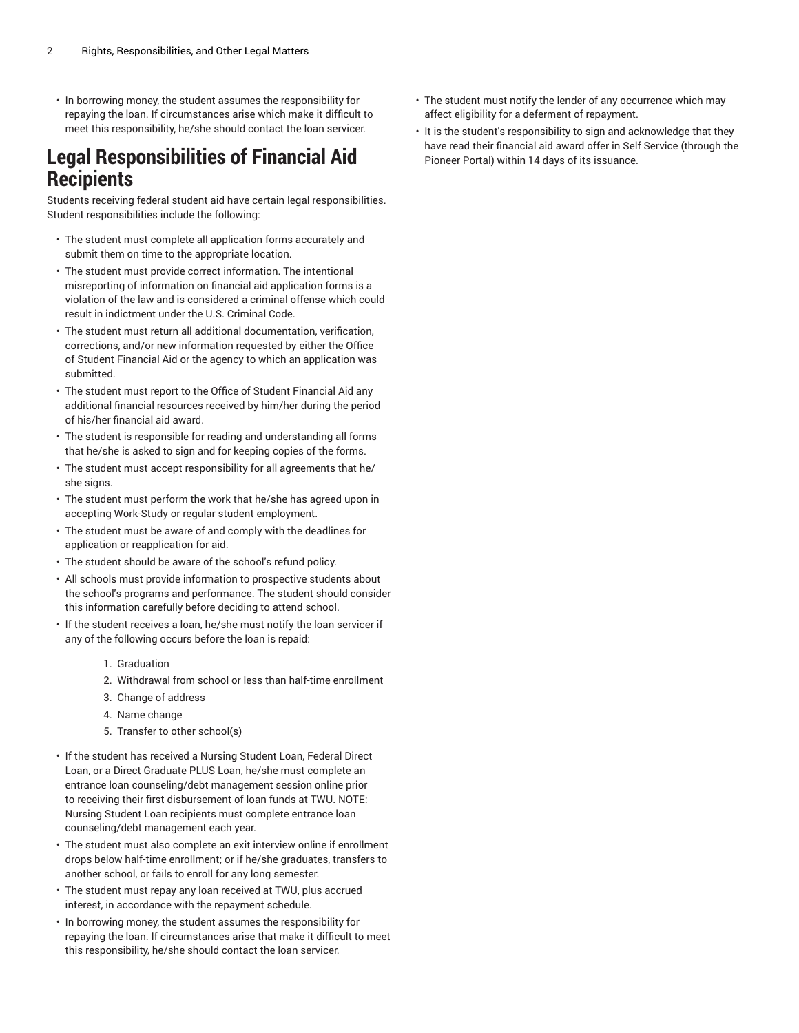- In borrowing money, the student assumes the responsibility for repaying the loan. If circumstances arise which make it difficult to meet this responsibility, he/she should contact the loan servicer.

## Legal Responsibilities of Financial Aid Recipients

Students receiving federal student aid have certain legal responsibilities. Student responsibilities include the following:

- The student must complete all application forms accurately and submit them on time to the appropriate location.
- The student must provide correct information. The intentional misreporting of information on financial aid application forms is a violation of the law and is considered a criminal offense which could result in indictment under the U.S. Criminal Code.
- The student must return all additional documentation, verification, corrections, and/or new information requested by either the Office of Student Financial Aid or the agency to which an application was submitted.
- The student must report to the Office of Student Financial Aid any additional financial resources received by him/her during the period of his/her financial aid award.
- The student is responsible for reading and understanding all forms that he/she is asked to sign and for keeping copies of the forms.
- The student must accept responsibility for all agreements that he/she signs.
- The student must perform the work that he/she has agreed upon in accepting Work-Study or regular student employment.
- The student must be aware of and comply with the deadlines for application or reapplication for aid.
- The student should be aware of the school's refund policy.
- All schools must provide information to prospective students about the school's programs and performance. The student should consider this information carefully before deciding to attend school.
- If the student receives a loan, he/she must notify the loan servicer if any of the following occurs before the loan is repaid:
    1. Graduation
    2. Withdrawal from school or less than half-time enrollment
    3. Change of address
    4. Name change
    5. Transfer to other school(s)
- If the student has received a Nursing Student Loan, Federal Direct Loan, or a Direct Graduate PLUS Loan, he/she must complete an entrance loan counseling/debt management session online prior to receiving their first disbursement of loan funds at TWU. NOTE: Nursing Student Loan recipients must complete entrance loan counseling/debt management each year.
- The student must also complete an exit interview online if enrollment drops below half-time enrollment; or if he/she graduates, transfers to another school, or fails to enroll for any long semester.
- The student must repay any loan received at TWU, plus accrued interest, in accordance with the repayment schedule.
- In borrowing money, the student assumes the responsibility for repaying the loan. If circumstances arise that make it difficult to meet this responsibility, he/she should contact the loan servicer.
- The student must notify the lender of any occurrence which may affect eligibility for a deferment of repayment.
- It is the student's responsibility to sign and acknowledge that they have read their financial aid award offer in Self Service (through the Pioneer Portal) within 14 days of its issuance.